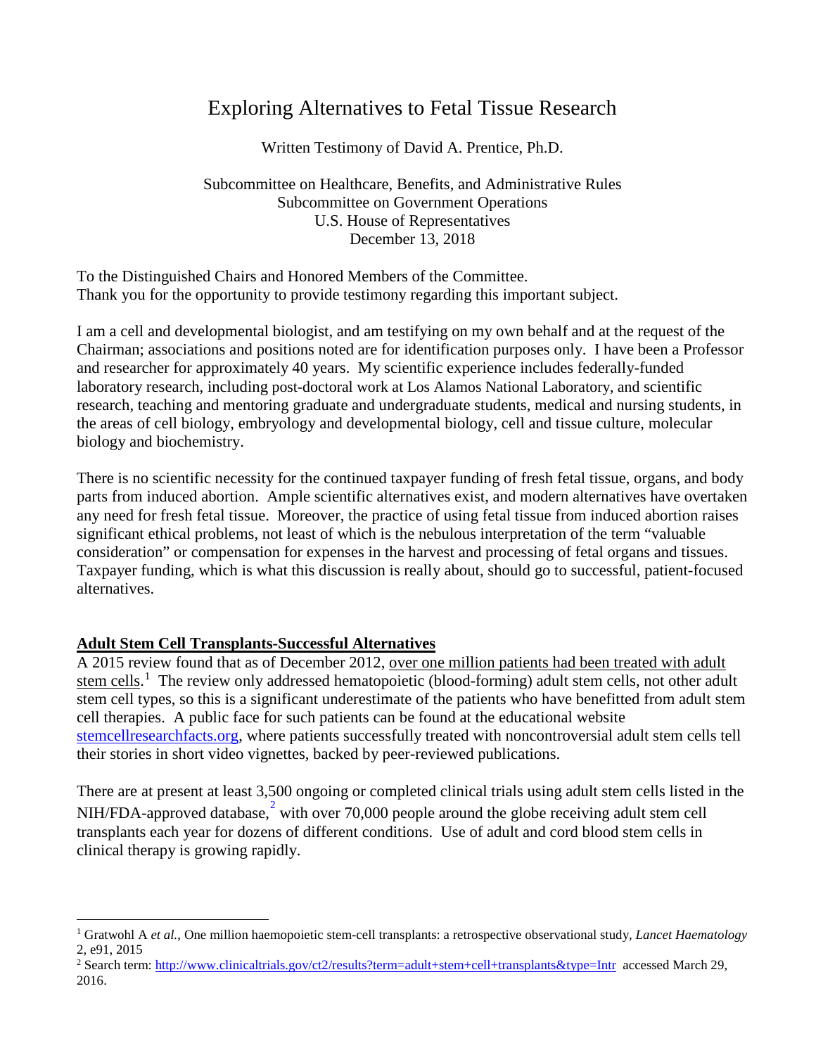# Exploring Alternatives to Fetal Tissue Research

Written Testimony of David A. Prentice, Ph.D.

Subcommittee on Healthcare, Benefits, and Administrative Rules
Subcommittee on Government Operations
U.S. House of Representatives
December 13, 2018

To the Distinguished Chairs and Honored Members of the Committee.
Thank you for the opportunity to provide testimony regarding this important subject.

I am a cell and developmental biologist, and am testifying on my own behalf and at the request of the Chairman; associations and positions noted are for identification purposes only. I have been a Professor and researcher for approximately 40 years. My scientific experience includes federally-funded laboratory research, including post-doctoral work at Los Alamos National Laboratory, and scientific research, teaching and mentoring graduate and undergraduate students, medical and nursing students, in the areas of cell biology, embryology and developmental biology, cell and tissue culture, molecular biology and biochemistry.

There is no scientific necessity for the continued taxpayer funding of fresh fetal tissue, organs, and body parts from induced abortion. Ample scientific alternatives exist, and modern alternatives have overtaken any need for fresh fetal tissue. Moreover, the practice of using fetal tissue from induced abortion raises significant ethical problems, not least of which is the nebulous interpretation of the term "valuable consideration" or compensation for expenses in the harvest and processing of fetal organs and tissues. Taxpayer funding, which is what this discussion is really about, should go to successful, patient-focused alternatives.

## Adult Stem Cell Transplants-Successful Alternatives

A 2015 review found that as of December 2012, over one million patients had been treated with adult stem cells.[1] The review only addressed hematopoietic (blood-forming) adult stem cells, not other adult stem cell types, so this is a significant underestimate of the patients who have benefitted from adult stem cell therapies. A public face for such patients can be found at the educational website stemcellresearchfacts.org, where patients successfully treated with noncontroversial adult stem cells tell their stories in short video vignettes, backed by peer-reviewed publications.

There are at present at least 3,500 ongoing or completed clinical trials using adult stem cells listed in the NIH/FDA-approved database,[2] with over 70,000 people around the globe receiving adult stem cell transplants each year for dozens of different conditions. Use of adult and cord blood stem cells in clinical therapy is growing rapidly.

---

[1] Gratwohl A *et al.*, One million haemopoietic stem-cell transplants: a retrospective observational study, *Lancet Haematology* 2, e91, 2015

[2] Search term: http://www.clinicaltrials.gov/ct2/results?term=adult+stem+cell+transplants&type=Intr accessed March 29, 2016.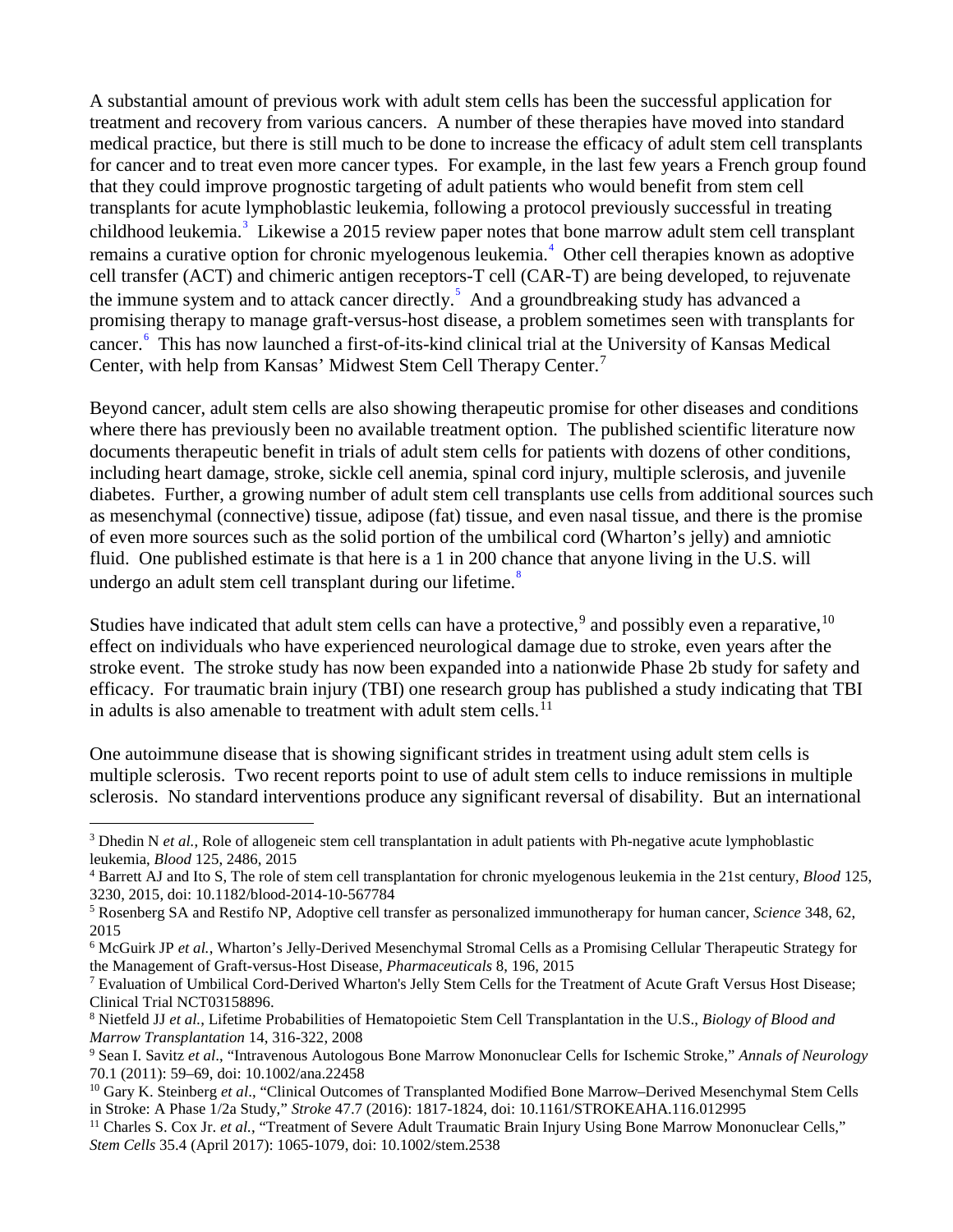A substantial amount of previous work with adult stem cells has been the successful application for treatment and recovery from various cancers. A number of these therapies have moved into standard medical practice, but there is still much to be done to increase the efficacy of adult stem cell transplants for cancer and to treat even more cancer types. For example, in the last few years a French group found that they could improve prognostic targeting of adult patients who would benefit from stem cell transplants for acute lymphoblastic leukemia, following a protocol previously successful in treating childhood leukemia.[3] Likewise a 2015 review paper notes that bone marrow adult stem cell transplant remains a curative option for chronic myelogenous leukemia.[4] Other cell therapies known as adoptive cell transfer (ACT) and chimeric antigen receptors-T cell (CAR-T) are being developed, to rejuvenate the immune system and to attack cancer directly.[5] And a groundbreaking study has advanced a promising therapy to manage graft-versus-host disease, a problem sometimes seen with transplants for cancer.[6] This has now launched a first-of-its-kind clinical trial at the University of Kansas Medical Center, with help from Kansas' Midwest Stem Cell Therapy Center.[7]

Beyond cancer, adult stem cells are also showing therapeutic promise for other diseases and conditions where there has previously been no available treatment option. The published scientific literature now documents therapeutic benefit in trials of adult stem cells for patients with dozens of other conditions, including heart damage, stroke, sickle cell anemia, spinal cord injury, multiple sclerosis, and juvenile diabetes. Further, a growing number of adult stem cell transplants use cells from additional sources such as mesenchymal (connective) tissue, adipose (fat) tissue, and even nasal tissue, and there is the promise of even more sources such as the solid portion of the umbilical cord (Wharton's jelly) and amniotic fluid. One published estimate is that here is a 1 in 200 chance that anyone living in the U.S. will undergo an adult stem cell transplant during our lifetime.[8]

Studies have indicated that adult stem cells can have a protective,[9] and possibly even a reparative,[10] effect on individuals who have experienced neurological damage due to stroke, even years after the stroke event. The stroke study has now been expanded into a nationwide Phase 2b study for safety and efficacy. For traumatic brain injury (TBI) one research group has published a study indicating that TBI in adults is also amenable to treatment with adult stem cells.[11]

One autoimmune disease that is showing significant strides in treatment using adult stem cells is multiple sclerosis. Two recent reports point to use of adult stem cells to induce remissions in multiple sclerosis. No standard interventions produce any significant reversal of disability. But an international

---

[3] Dhedin N *et al.*, Role of allogeneic stem cell transplantation in adult patients with Ph-negative acute lymphoblastic leukemia, *Blood* 125, 2486, 2015

[4] Barrett AJ and Ito S, The role of stem cell transplantation for chronic myelogenous leukemia in the 21st century, *Blood* 125, 3230, 2015, doi: 10.1182/blood-2014-10-567784

[5] Rosenberg SA and Restifo NP, Adoptive cell transfer as personalized immunotherapy for human cancer, *Science* 348, 62, 2015

[6] McGuirk JP *et al.*, Wharton's Jelly-Derived Mesenchymal Stromal Cells as a Promising Cellular Therapeutic Strategy for the Management of Graft-versus-Host Disease, *Pharmaceuticals* 8, 196, 2015

[7] Evaluation of Umbilical Cord-Derived Wharton's Jelly Stem Cells for the Treatment of Acute Graft Versus Host Disease; Clinical Trial NCT03158896.

[8] Nietfeld JJ *et al.*, Lifetime Probabilities of Hematopoietic Stem Cell Transplantation in the U.S., *Biology of Blood and Marrow Transplantation* 14, 316-322, 2008

[9] Sean I. Savitz *et al*., "Intravenous Autologous Bone Marrow Mononuclear Cells for Ischemic Stroke," *Annals of Neurology* 70.1 (2011): 59–69, doi: 10.1002/ana.22458

[10] Gary K. Steinberg *et al*., "Clinical Outcomes of Transplanted Modified Bone Marrow–Derived Mesenchymal Stem Cells in Stroke: A Phase 1/2a Study," *Stroke* 47.7 (2016): 1817-1824, doi: 10.1161/STROKEAHA.116.012995

[11] Charles S. Cox Jr. *et al.*, "Treatment of Severe Adult Traumatic Brain Injury Using Bone Marrow Mononuclear Cells," *Stem Cells* 35.4 (April 2017): 1065-1079, doi: 10.1002/stem.2538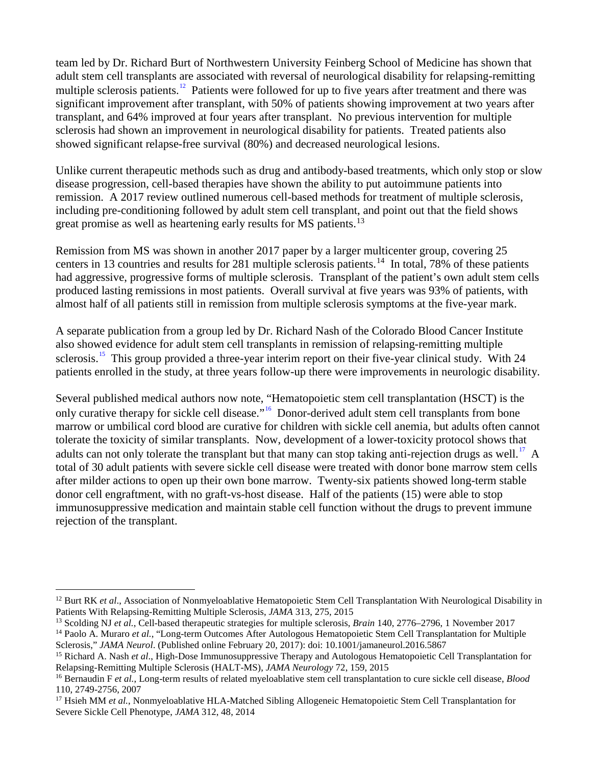team led by Dr. Richard Burt of Northwestern University Feinberg School of Medicine has shown that adult stem cell transplants are associated with reversal of neurological disability for relapsing-remitting multiple sclerosis patients.[12] Patients were followed for up to five years after treatment and there was significant improvement after transplant, with 50% of patients showing improvement at two years after transplant, and 64% improved at four years after transplant. No previous intervention for multiple sclerosis had shown an improvement in neurological disability for patients. Treated patients also showed significant relapse-free survival (80%) and decreased neurological lesions.

Unlike current therapeutic methods such as drug and antibody-based treatments, which only stop or slow disease progression, cell-based therapies have shown the ability to put autoimmune patients into remission. A 2017 review outlined numerous cell-based methods for treatment of multiple sclerosis, including pre-conditioning followed by adult stem cell transplant, and point out that the field shows great promise as well as heartening early results for MS patients.[13]

Remission from MS was shown in another 2017 paper by a larger multicenter group, covering 25 centers in 13 countries and results for 281 multiple sclerosis patients.[14] In total, 78% of these patients had aggressive, progressive forms of multiple sclerosis. Transplant of the patient's own adult stem cells produced lasting remissions in most patients. Overall survival at five years was 93% of patients, with almost half of all patients still in remission from multiple sclerosis symptoms at the five-year mark.

A separate publication from a group led by Dr. Richard Nash of the Colorado Blood Cancer Institute also showed evidence for adult stem cell transplants in remission of relapsing-remitting multiple sclerosis.[15] This group provided a three-year interim report on their five-year clinical study. With 24 patients enrolled in the study, at three years follow-up there were improvements in neurologic disability.

Several published medical authors now note, "Hematopoietic stem cell transplantation (HSCT) is the only curative therapy for sickle cell disease."[16] Donor-derived adult stem cell transplants from bone marrow or umbilical cord blood are curative for children with sickle cell anemia, but adults often cannot tolerate the toxicity of similar transplants. Now, development of a lower-toxicity protocol shows that adults can not only tolerate the transplant but that many can stop taking anti-rejection drugs as well.[17] A total of 30 adult patients with severe sickle cell disease were treated with donor bone marrow stem cells after milder actions to open up their own bone marrow. Twenty-six patients showed long-term stable donor cell engraftment, with no graft-vs-host disease. Half of the patients (15) were able to stop immunosuppressive medication and maintain stable cell function without the drugs to prevent immune rejection of the transplant.

---

[12] Burt RK *et al*., Association of Nonmyeloablative Hematopoietic Stem Cell Transplantation With Neurological Disability in Patients With Relapsing-Remitting Multiple Sclerosis, *JAMA* 313, 275, 2015

[13] Scolding NJ *et al.*, Cell-based therapeutic strategies for multiple sclerosis, *Brain* 140, 2776–2796, 1 November 2017

[14] Paolo A. Muraro *et al.*, "Long-term Outcomes After Autologous Hematopoietic Stem Cell Transplantation for Multiple Sclerosis," *JAMA Neurol*. (Published online February 20, 2017): doi: 10.1001/jamaneurol.2016.5867

[15] Richard A. Nash *et al*., High-Dose Immunosuppressive Therapy and Autologous Hematopoietic Cell Transplantation for Relapsing-Remitting Multiple Sclerosis (HALT-MS), *JAMA Neurology* 72, 159, 2015

[16] Bernaudin F *et al.*, Long-term results of related myeloablative stem cell transplantation to cure sickle cell disease, *Blood* 110, 2749-2756, 2007

[17] Hsieh MM *et al.*, Nonmyeloablative HLA-Matched Sibling Allogeneic Hematopoietic Stem Cell Transplantation for Severe Sickle Cell Phenotype, *JAMA* 312, 48, 2014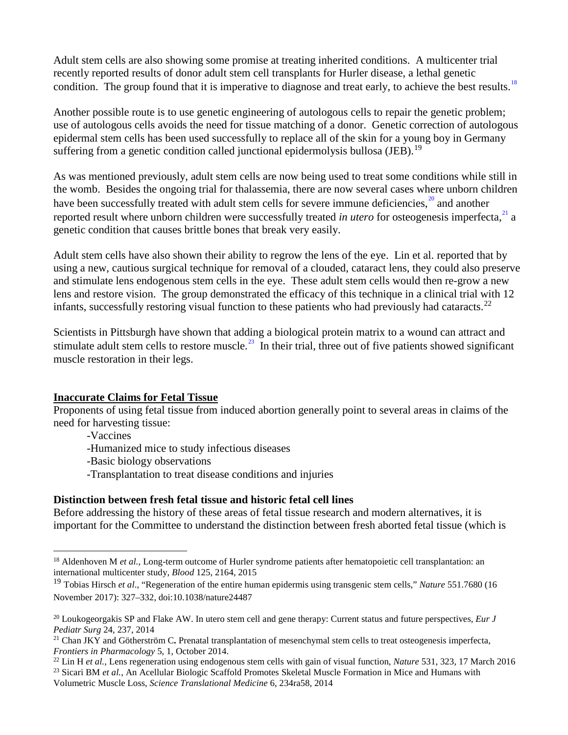Adult stem cells are also showing some promise at treating inherited conditions. A multicenter trial recently reported results of donor adult stem cell transplants for Hurler disease, a lethal genetic condition. The group found that it is imperative to diagnose and treat early, to achieve the best results.[18]

Another possible route is to use genetic engineering of autologous cells to repair the genetic problem; use of autologous cells avoids the need for tissue matching of a donor. Genetic correction of autologous epidermal stem cells has been used successfully to replace all of the skin for a young boy in Germany suffering from a genetic condition called junctional epidermolysis bullosa (JEB).[19]

As was mentioned previously, adult stem cells are now being used to treat some conditions while still in the womb. Besides the ongoing trial for thalassemia, there are now several cases where unborn children have been successfully treated with adult stem cells for severe immune deficiencies,[20] and another reported result where unborn children were successfully treated *in utero* for osteogenesis imperfecta,[21] a genetic condition that causes brittle bones that break very easily.

Adult stem cells have also shown their ability to regrow the lens of the eye. Lin et al. reported that by using a new, cautious surgical technique for removal of a clouded, cataract lens, they could also preserve and stimulate lens endogenous stem cells in the eye. These adult stem cells would then re-grow a new lens and restore vision. The group demonstrated the efficacy of this technique in a clinical trial with 12 infants, successfully restoring visual function to these patients who had previously had cataracts.[22]

Scientists in Pittsburgh have shown that adding a biological protein matrix to a wound can attract and stimulate adult stem cells to restore muscle.[23] In their trial, three out of five patients showed significant muscle restoration in their legs.

## Inaccurate Claims for Fetal Tissue

Proponents of using fetal tissue from induced abortion generally point to several areas in claims of the need for harvesting tissue:

- Vaccines
- Humanized mice to study infectious diseases
- Basic biology observations
- Transplantation to treat disease conditions and injuries

### Distinction between fresh fetal tissue and historic fetal cell lines

Before addressing the history of these areas of fetal tissue research and modern alternatives, it is important for the Committee to understand the distinction between fresh aborted fetal tissue (which is

---

[18] Aldenhoven M *et al.*, Long-term outcome of Hurler syndrome patients after hematopoietic cell transplantation: an international multicenter study, *Blood* 125, 2164, 2015

[19] Tobias Hirsch *et al*., "Regeneration of the entire human epidermis using transgenic stem cells," *Nature* 551.7680 (16 November 2017): 327–332, doi:10.1038/nature24487

[20] Loukogeorgakis SP and Flake AW. In utero stem cell and gene therapy: Current status and future perspectives, *Eur J Pediatr Surg* 24, 237, 2014

[21] Chan JKY and Götherström C**.** Prenatal transplantation of mesenchymal stem cells to treat osteogenesis imperfecta, *Frontiers in Pharmacology* 5, 1, October 2014.

[22] Lin H *et al.*, Lens regeneration using endogenous stem cells with gain of visual function, *Nature* 531, 323, 17 March 2016

[23] Sicari BM *et al.*, An Acellular Biologic Scaffold Promotes Skeletal Muscle Formation in Mice and Humans with Volumetric Muscle Loss, *Science Translational Medicine* 6, 234ra58, 2014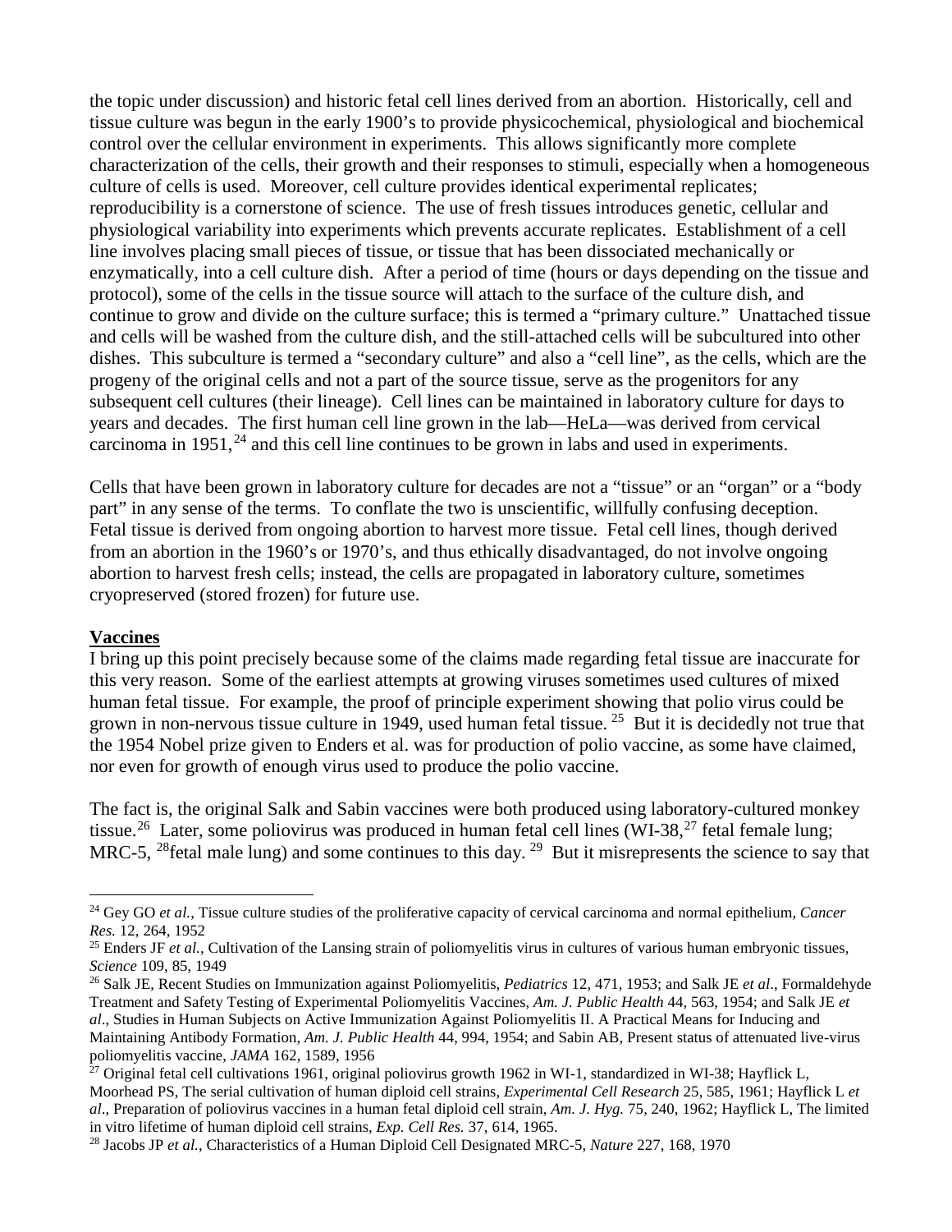the topic under discussion) and historic fetal cell lines derived from an abortion. Historically, cell and tissue culture was begun in the early 1900's to provide physicochemical, physiological and biochemical control over the cellular environment in experiments. This allows significantly more complete characterization of the cells, their growth and their responses to stimuli, especially when a homogeneous culture of cells is used. Moreover, cell culture provides identical experimental replicates; reproducibility is a cornerstone of science. The use of fresh tissues introduces genetic, cellular and physiological variability into experiments which prevents accurate replicates. Establishment of a cell line involves placing small pieces of tissue, or tissue that has been dissociated mechanically or enzymatically, into a cell culture dish. After a period of time (hours or days depending on the tissue and protocol), some of the cells in the tissue source will attach to the surface of the culture dish, and continue to grow and divide on the culture surface; this is termed a "primary culture." Unattached tissue and cells will be washed from the culture dish, and the still-attached cells will be subcultured into other dishes. This subculture is termed a "secondary culture" and also a "cell line", as the cells, which are the progeny of the original cells and not a part of the source tissue, serve as the progenitors for any subsequent cell cultures (their lineage). Cell lines can be maintained in laboratory culture for days to years and decades. The first human cell line grown in the lab—HeLa—was derived from cervical carcinoma in 1951,[24] and this cell line continues to be grown in labs and used in experiments.

Cells that have been grown in laboratory culture for decades are not a "tissue" or an "organ" or a "body part" in any sense of the terms. To conflate the two is unscientific, willfully confusing deception. Fetal tissue is derived from ongoing abortion to harvest more tissue. Fetal cell lines, though derived from an abortion in the 1960's or 1970's, and thus ethically disadvantaged, do not involve ongoing abortion to harvest fresh cells; instead, the cells are propagated in laboratory culture, sometimes cryopreserved (stored frozen) for future use.

**Vaccines**

I bring up this point precisely because some of the claims made regarding fetal tissue are inaccurate for this very reason. Some of the earliest attempts at growing viruses sometimes used cultures of mixed human fetal tissue. For example, the proof of principle experiment showing that polio virus could be grown in non-nervous tissue culture in 1949, used human fetal tissue.[25] But it is decidedly not true that the 1954 Nobel prize given to Enders et al. was for production of polio vaccine, as some have claimed, nor even for growth of enough virus used to produce the polio vaccine.

The fact is, the original Salk and Sabin vaccines were both produced using laboratory-cultured monkey tissue.[26] Later, some poliovirus was produced in human fetal cell lines (WI-38,[27] fetal female lung; MRC-5,[28] fetal male lung) and some continues to this day.[29] But it misrepresents the science to say that

---

[24] Gey GO *et al.*, Tissue culture studies of the proliferative capacity of cervical carcinoma and normal epithelium, *Cancer Res.* 12, 264, 1952

[25] Enders JF *et al.*, Cultivation of the Lansing strain of poliomyelitis virus in cultures of various human embryonic tissues, *Science* 109, 85, 1949

[26] Salk JE, Recent Studies on Immunization against Poliomyelitis, *Pediatrics* 12, 471, 1953; and Salk JE *et al*., Formaldehyde Treatment and Safety Testing of Experimental Poliomyelitis Vaccines, *Am. J. Public Health* 44, 563, 1954; and Salk JE *et al*., Studies in Human Subjects on Active Immunization Against Poliomyelitis II. A Practical Means for Inducing and Maintaining Antibody Formation, *Am. J. Public Health* 44, 994, 1954; and Sabin AB, Present status of attenuated live-virus poliomyelitis vaccine, *JAMA* 162, 1589, 1956

[27] Original fetal cell cultivations 1961, original poliovirus growth 1962 in WI-1, standardized in WI-38; Hayflick L, Moorhead PS, The serial cultivation of human diploid cell strains, *Experimental Cell Research* 25, 585, 1961; Hayflick L *et al*., Preparation of poliovirus vaccines in a human fetal diploid cell strain, *Am. J. Hyg.* 75, 240, 1962; Hayflick L, The limited in vitro lifetime of human diploid cell strains, *Exp. Cell Res.* 37, 614, 1965.

[28] Jacobs JP *et al.*, Characteristics of a Human Diploid Cell Designated MRC-5, *Nature* 227, 168, 1970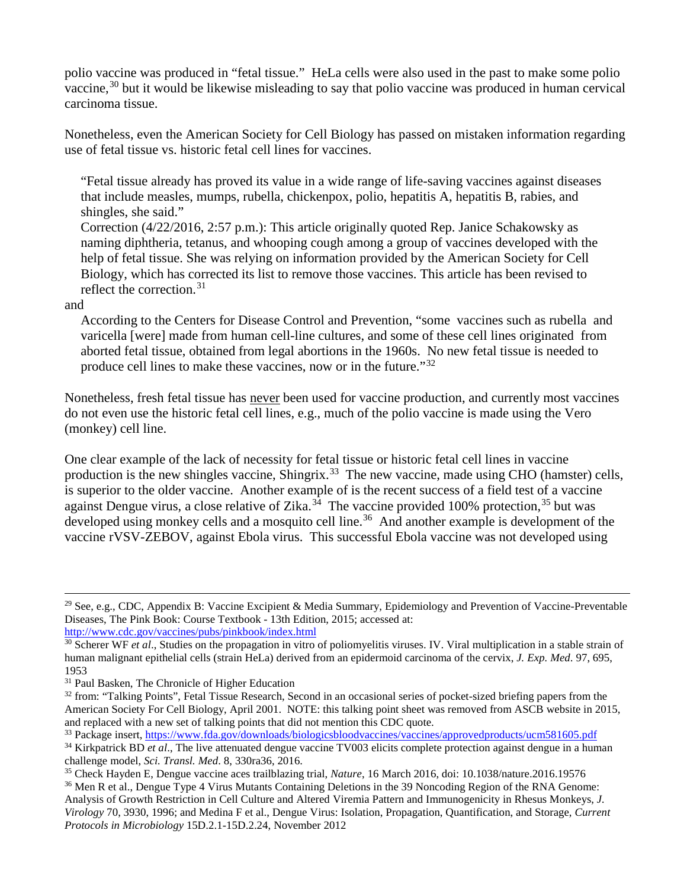polio vaccine was produced in "fetal tissue." HeLa cells were also used in the past to make some polio vaccine,[30] but it would be likewise misleading to say that polio vaccine was produced in human cervical carcinoma tissue.

Nonetheless, even the American Society for Cell Biology has passed on mistaken information regarding use of fetal tissue vs. historic fetal cell lines for vaccines.

> "Fetal tissue already has proved its value in a wide range of life-saving vaccines against diseases that include measles, mumps, rubella, chickenpox, polio, hepatitis A, hepatitis B, rabies, and shingles, she said."
> Correction (4/22/2016, 2:57 p.m.): This article originally quoted Rep. Janice Schakowsky as naming diphtheria, tetanus, and whooping cough among a group of vaccines developed with the help of fetal tissue. She was relying on information provided by the American Society for Cell Biology, which has corrected its list to remove those vaccines. This article has been revised to reflect the correction.[31]

and

> According to the Centers for Disease Control and Prevention, "some vaccines such as rubella and varicella [were] made from human cell-line cultures, and some of these cell lines originated from aborted fetal tissue, obtained from legal abortions in the 1960s. No new fetal tissue is needed to produce cell lines to make these vaccines, now or in the future."[32]

Nonetheless, fresh fetal tissue has <u>never</u> been used for vaccine production, and currently most vaccines do not even use the historic fetal cell lines, e.g., much of the polio vaccine is made using the Vero (monkey) cell line.

One clear example of the lack of necessity for fetal tissue or historic fetal cell lines in vaccine production is the new shingles vaccine, Shingrix.[33] The new vaccine, made using CHO (hamster) cells, is superior to the older vaccine. Another example of is the recent success of a field test of a vaccine against Dengue virus, a close relative of Zika.[34] The vaccine provided 100% protection,[35] but was developed using monkey cells and a mosquito cell line.[36] And another example is development of the vaccine rVSV-ZEBOV, against Ebola virus. This successful Ebola vaccine was not developed using

---

[29] See, e.g., CDC, Appendix B: Vaccine Excipient & Media Summary, Epidemiology and Prevention of Vaccine-Preventable Diseases, The Pink Book: Course Textbook - 13th Edition, 2015; accessed at: http://www.cdc.gov/vaccines/pubs/pinkbook/index.html

[30] Scherer WF *et al*., Studies on the propagation in vitro of poliomyelitis viruses. IV. Viral multiplication in a stable strain of human malignant epithelial cells (strain HeLa) derived from an epidermoid carcinoma of the cervix, *J. Exp. Med*. 97, 695, 1953

[31] Paul Basken, The Chronicle of Higher Education

[32] from: "Talking Points", Fetal Tissue Research, Second in an occasional series of pocket-sized briefing papers from the American Society For Cell Biology, April 2001. NOTE: this talking point sheet was removed from ASCB website in 2015, and replaced with a new set of talking points that did not mention this CDC quote.

[33] Package insert, https://www.fda.gov/downloads/biologicsbloodvaccines/vaccines/approvedproducts/ucm581605.pdf

[34] Kirkpatrick BD *et al*., The live attenuated dengue vaccine TV003 elicits complete protection against dengue in a human challenge model, *Sci. Transl. Med*. 8, 330ra36, 2016.

[35] Check Hayden E, Dengue vaccine aces trailblazing trial, *Nature*, 16 March 2016, doi: 10.1038/nature.2016.19576

[36] Men R et al., Dengue Type 4 Virus Mutants Containing Deletions in the 39 Noncoding Region of the RNA Genome: Analysis of Growth Restriction in Cell Culture and Altered Viremia Pattern and Immunogenicity in Rhesus Monkeys, *J. Virology* 70, 3930, 1996; and Medina F et al., Dengue Virus: Isolation, Propagation, Quantification, and Storage, *Current Protocols in Microbiology* 15D.2.1-15D.2.24, November 2012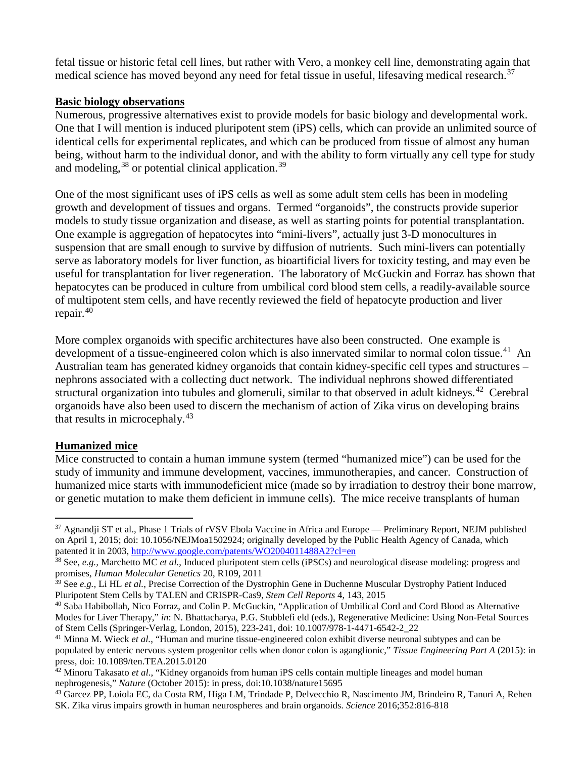fetal tissue or historic fetal cell lines, but rather with Vero, a monkey cell line, demonstrating again that medical science has moved beyond any need for fetal tissue in useful, lifesaving medical research.[37]

**Basic biology observations**

Numerous, progressive alternatives exist to provide models for basic biology and developmental work. One that I will mention is induced pluripotent stem (iPS) cells, which can provide an unlimited source of identical cells for experimental replicates, and which can be produced from tissue of almost any human being, without harm to the individual donor, and with the ability to form virtually any cell type for study and modeling,[38] or potential clinical application.[39]

One of the most significant uses of iPS cells as well as some adult stem cells has been in modeling growth and development of tissues and organs. Termed "organoids", the constructs provide superior models to study tissue organization and disease, as well as starting points for potential transplantation. One example is aggregation of hepatocytes into "mini-livers", actually just 3-D monocultures in suspension that are small enough to survive by diffusion of nutrients. Such mini-livers can potentially serve as laboratory models for liver function, as bioartificial livers for toxicity testing, and may even be useful for transplantation for liver regeneration. The laboratory of McGuckin and Forraz has shown that hepatocytes can be produced in culture from umbilical cord blood stem cells, a readily-available source of multipotent stem cells, and have recently reviewed the field of hepatocyte production and liver repair.[40]

More complex organoids with specific architectures have also been constructed. One example is development of a tissue-engineered colon which is also innervated similar to normal colon tissue.[41] An Australian team has generated kidney organoids that contain kidney-specific cell types and structures – nephrons associated with a collecting duct network. The individual nephrons showed differentiated structural organization into tubules and glomeruli, similar to that observed in adult kidneys.[42] Cerebral organoids have also been used to discern the mechanism of action of Zika virus on developing brains that results in microcephaly.[43]

**Humanized mice**

Mice constructed to contain a human immune system (termed "humanized mice") can be used for the study of immunity and immune development, vaccines, immunotherapies, and cancer. Construction of humanized mice starts with immunodeficient mice (made so by irradiation to destroy their bone marrow, or genetic mutation to make them deficient in immune cells). The mice receive transplants of human

---

[37] Agnandji ST et al., Phase 1 Trials of rVSV Ebola Vaccine in Africa and Europe — Preliminary Report, NEJM published on April 1, 2015; doi: 10.1056/NEJMoa1502924; originally developed by the Public Health Agency of Canada, which patented it in 2003, http://www.google.com/patents/WO2004011488A2?cl=en

[38] See, *e.g.,* Marchetto MC *et al.*, Induced pluripotent stem cells (iPSCs) and neurological disease modeling: progress and promises, *Human Molecular Genetics* 20, R109, 2011

[39] See *e.g.,* Li HL *et al.*, Precise Correction of the Dystrophin Gene in Duchenne Muscular Dystrophy Patient Induced Pluripotent Stem Cells by TALEN and CRISPR-Cas9, *Stem Cell Reports* 4, 143, 2015

[40] Saba Habibollah, Nico Forraz, and Colin P. McGuckin, "Application of Umbilical Cord and Cord Blood as Alternative Modes for Liver Therapy," *in*: N. Bhattacharya, P.G. Stubblefi eld (eds.), Regenerative Medicine: Using Non-Fetal Sources of Stem Cells (Springer-Verlag, London, 2015), 223-241, doi: 10.1007/978-1-4471-6542-2_22

[41] Minna M. Wieck *et al.*, "Human and murine tissue-engineered colon exhibit diverse neuronal subtypes and can be populated by enteric nervous system progenitor cells when donor colon is aganglionic," *Tissue Engineering Part A* (2015): in press, doi: 10.1089/ten.TEA.2015.0120

[42] Minoru Takasato *et al*., "Kidney organoids from human iPS cells contain multiple lineages and model human nephrogenesis," *Nature* (October 2015): in press, doi:10.1038/nature15695

[43] Garcez PP, Loiola EC, da Costa RM, Higa LM, Trindade P, Delvecchio R, Nascimento JM, Brindeiro R, Tanuri A, Rehen SK. Zika virus impairs growth in human neurospheres and brain organoids. *Science* 2016;352:816-818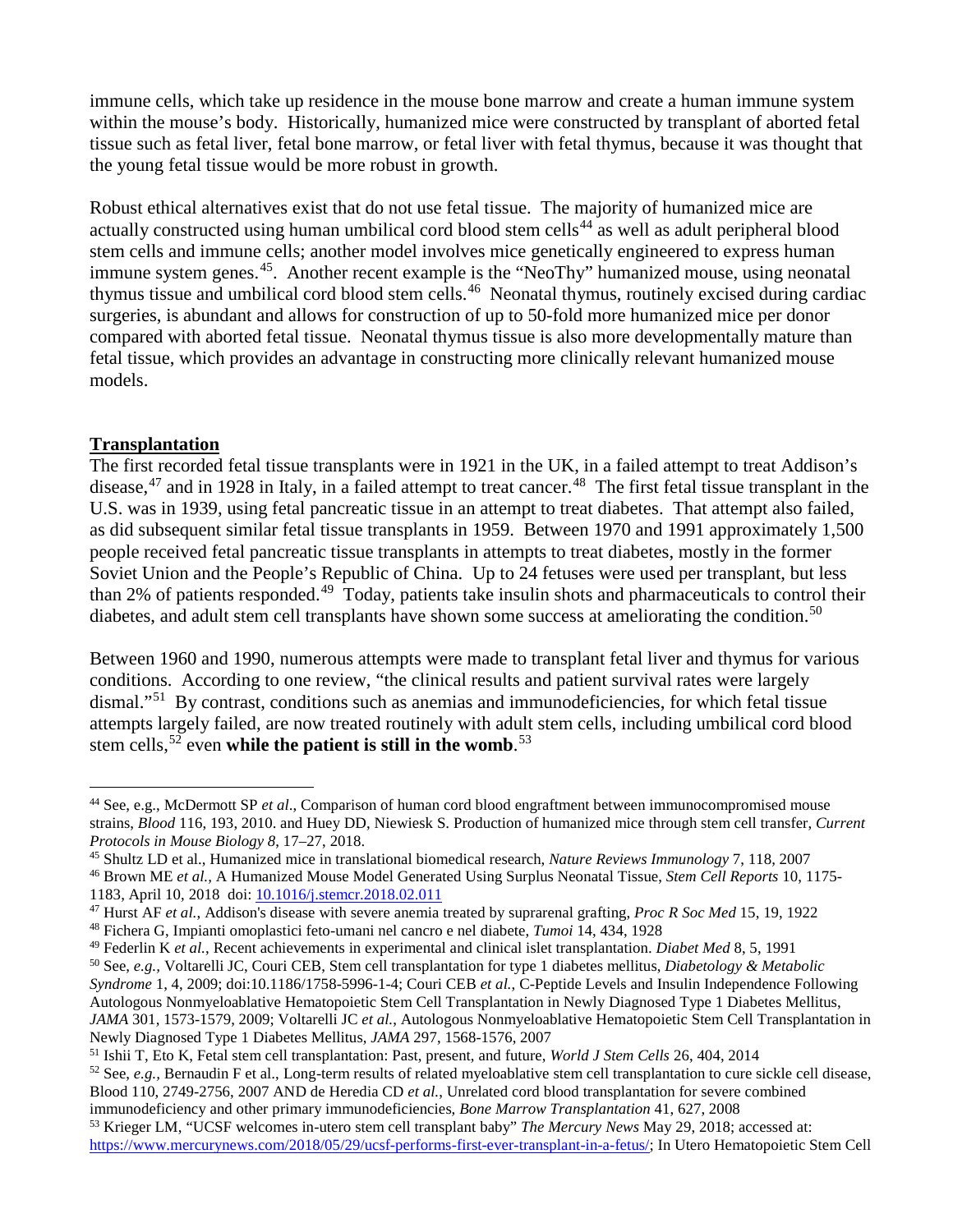immune cells, which take up residence in the mouse bone marrow and create a human immune system within the mouse's body. Historically, humanized mice were constructed by transplant of aborted fetal tissue such as fetal liver, fetal bone marrow, or fetal liver with fetal thymus, because it was thought that the young fetal tissue would be more robust in growth.

Robust ethical alternatives exist that do not use fetal tissue. The majority of humanized mice are actually constructed using human umbilical cord blood stem cells[44] as well as adult peripheral blood stem cells and immune cells; another model involves mice genetically engineered to express human immune system genes.[45]. Another recent example is the "NeoThy" humanized mouse, using neonatal thymus tissue and umbilical cord blood stem cells.[46] Neonatal thymus, routinely excised during cardiac surgeries, is abundant and allows for construction of up to 50-fold more humanized mice per donor compared with aborted fetal tissue. Neonatal thymus tissue is also more developmentally mature than fetal tissue, which provides an advantage in constructing more clinically relevant humanized mouse models.

## Transplantation

The first recorded fetal tissue transplants were in 1921 in the UK, in a failed attempt to treat Addison's disease,[47] and in 1928 in Italy, in a failed attempt to treat cancer.[48] The first fetal tissue transplant in the U.S. was in 1939, using fetal pancreatic tissue in an attempt to treat diabetes. That attempt also failed, as did subsequent similar fetal tissue transplants in 1959. Between 1970 and 1991 approximately 1,500 people received fetal pancreatic tissue transplants in attempts to treat diabetes, mostly in the former Soviet Union and the People's Republic of China. Up to 24 fetuses were used per transplant, but less than 2% of patients responded.[49] Today, patients take insulin shots and pharmaceuticals to control their diabetes, and adult stem cell transplants have shown some success at ameliorating the condition.[50]

Between 1960 and 1990, numerous attempts were made to transplant fetal liver and thymus for various conditions. According to one review, "the clinical results and patient survival rates were largely dismal."[51] By contrast, conditions such as anemias and immunodeficiencies, for which fetal tissue attempts largely failed, are now treated routinely with adult stem cells, including umbilical cord blood stem cells,[52] even **while the patient is still in the womb**.[53]

---

[44] See, e.g., McDermott SP *et al*., Comparison of human cord blood engraftment between immunocompromised mouse strains, *Blood* 116, 193, 2010. and Huey DD, Niewiesk S. Production of humanized mice through stem cell transfer, *Current Protocols in Mouse Biology 8*, 17–27, 2018.

[45] Shultz LD et al., Humanized mice in translational biomedical research, *Nature Reviews Immunology* 7, 118, 2007

[46] Brown ME *et al.,* A Humanized Mouse Model Generated Using Surplus Neonatal Tissue, *Stem Cell Reports* 10, 1175-1183, April 10, 2018 doi: 10.1016/j.stemcr.2018.02.011

[47] Hurst AF *et al.*, Addison's disease with severe anemia treated by suprarenal grafting, *Proc R Soc Med* 15, 19, 1922

[48] Fichera G, Impianti omoplastici feto-umani nel cancro e nel diabete, *Tumoi* 14, 434, 1928

[49] Federlin K *et al.*, Recent achievements in experimental and clinical islet transplantation. *Diabet Med* 8, 5, 1991

[50] See, *e.g.,* Voltarelli JC, Couri CEB, Stem cell transplantation for type 1 diabetes mellitus, *Diabetology & Metabolic Syndrome* 1, 4, 2009; doi:10.1186/1758-5996-1-4; Couri CEB *et al.,* C-Peptide Levels and Insulin Independence Following Autologous Nonmyeloablative Hematopoietic Stem Cell Transplantation in Newly Diagnosed Type 1 Diabetes Mellitus, *JAMA* 301, 1573-1579, 2009; Voltarelli JC *et al.,* Autologous Nonmyeloablative Hematopoietic Stem Cell Transplantation in Newly Diagnosed Type 1 Diabetes Mellitus, *JAMA* 297, 1568-1576, 2007

[51] Ishii T, Eto K, Fetal stem cell transplantation: Past, present, and future, *World J Stem Cells* 26, 404, 2014

[52] See, *e.g.,* Bernaudin F et al., Long-term results of related myeloablative stem cell transplantation to cure sickle cell disease, Blood 110, 2749-2756, 2007 AND de Heredia CD *et al.,* Unrelated cord blood transplantation for severe combined immunodeficiency and other primary immunodeficiencies, *Bone Marrow Transplantation* 41, 627, 2008

[53] Krieger LM, "UCSF welcomes in-utero stem cell transplant baby" *The Mercury News* May 29, 2018; accessed at: https://www.mercurynews.com/2018/05/29/ucsf-performs-first-ever-transplant-in-a-fetus/; In Utero Hematopoietic Stem Cell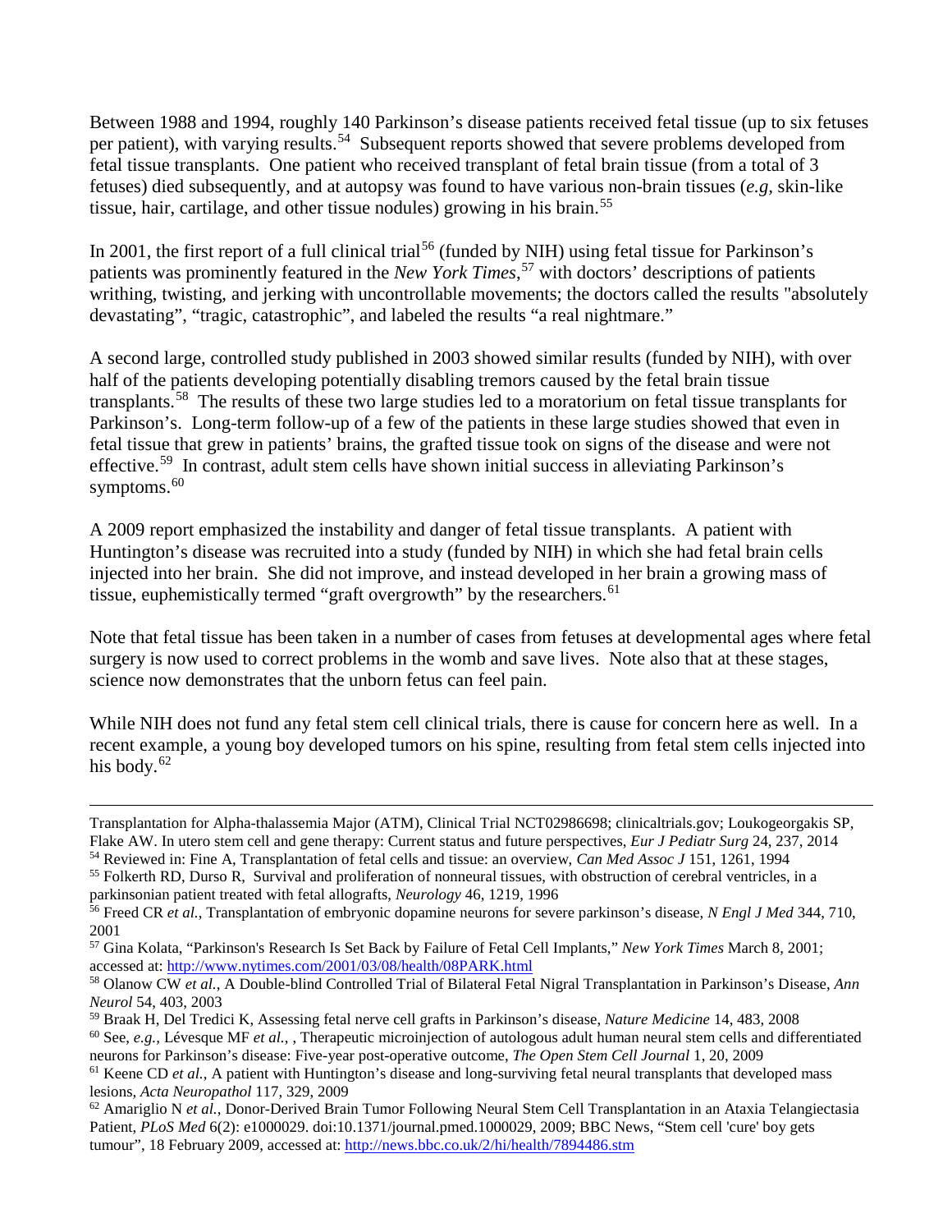Between 1988 and 1994, roughly 140 Parkinson's disease patients received fetal tissue (up to six fetuses per patient), with varying results.[54] Subsequent reports showed that severe problems developed from fetal tissue transplants. One patient who received transplant of fetal brain tissue (from a total of 3 fetuses) died subsequently, and at autopsy was found to have various non-brain tissues (*e.g*, skin-like tissue, hair, cartilage, and other tissue nodules) growing in his brain.[55]

In 2001, the first report of a full clinical trial[56] (funded by NIH) using fetal tissue for Parkinson's patients was prominently featured in the *New York Times*,[57] with doctors' descriptions of patients writhing, twisting, and jerking with uncontrollable movements; the doctors called the results "absolutely devastating", "tragic, catastrophic", and labeled the results "a real nightmare."

A second large, controlled study published in 2003 showed similar results (funded by NIH), with over half of the patients developing potentially disabling tremors caused by the fetal brain tissue transplants.[58] The results of these two large studies led to a moratorium on fetal tissue transplants for Parkinson's. Long-term follow-up of a few of the patients in these large studies showed that even in fetal tissue that grew in patients' brains, the grafted tissue took on signs of the disease and were not effective.[59] In contrast, adult stem cells have shown initial success in alleviating Parkinson's symptoms.[60]

A 2009 report emphasized the instability and danger of fetal tissue transplants. A patient with Huntington's disease was recruited into a study (funded by NIH) in which she had fetal brain cells injected into her brain. She did not improve, and instead developed in her brain a growing mass of tissue, euphemistically termed "graft overgrowth" by the researchers.[61]

Note that fetal tissue has been taken in a number of cases from fetuses at developmental ages where fetal surgery is now used to correct problems in the womb and save lives. Note also that at these stages, science now demonstrates that the unborn fetus can feel pain.

While NIH does not fund any fetal stem cell clinical trials, there is cause for concern here as well. In a recent example, a young boy developed tumors on his spine, resulting from fetal stem cells injected into his body.[62]

---

Transplantation for Alpha-thalassemia Major (ATM), Clinical Trial NCT02986698; clinicaltrials.gov; Loukogeorgakis SP, Flake AW. In utero stem cell and gene therapy: Current status and future perspectives, *Eur J Pediatr Surg* 24, 237, 2014

[54] Reviewed in: Fine A, Transplantation of fetal cells and tissue: an overview, *Can Med Assoc J* 151, 1261, 1994

[55] Folkerth RD, Durso R, Survival and proliferation of nonneural tissues, with obstruction of cerebral ventricles, in a parkinsonian patient treated with fetal allografts, *Neurology* 46, 1219, 1996

[56] Freed CR *et al.,* Transplantation of embryonic dopamine neurons for severe parkinson's disease, *N Engl J Med* 344, 710, 2001

[57] Gina Kolata, "Parkinson's Research Is Set Back by Failure of Fetal Cell Implants," *New York Times* March 8, 2001; accessed at: http://www.nytimes.com/2001/03/08/health/08PARK.html

[58] Olanow CW *et al.,* A Double-blind Controlled Trial of Bilateral Fetal Nigral Transplantation in Parkinson's Disease, *Ann Neurol* 54, 403, 2003

[59] Braak H, Del Tredici K, Assessing fetal nerve cell grafts in Parkinson's disease, *Nature Medicine* 14, 483, 2008

[60] See, *e.g.,* Lévesque MF *et al.,* , Therapeutic microinjection of autologous adult human neural stem cells and differentiated neurons for Parkinson's disease: Five-year post-operative outcome, *The Open Stem Cell Journal* 1, 20, 2009

[61] Keene CD *et al.*, A patient with Huntington's disease and long-surviving fetal neural transplants that developed mass lesions, *Acta Neuropathol* 117, 329, 2009

[62] Amariglio N *et al.*, Donor-Derived Brain Tumor Following Neural Stem Cell Transplantation in an Ataxia Telangiectasia Patient, *PLoS Med* 6(2): e1000029. doi:10.1371/journal.pmed.1000029, 2009; BBC News, "Stem cell 'cure' boy gets tumour", 18 February 2009, accessed at: http://news.bbc.co.uk/2/hi/health/7894486.stm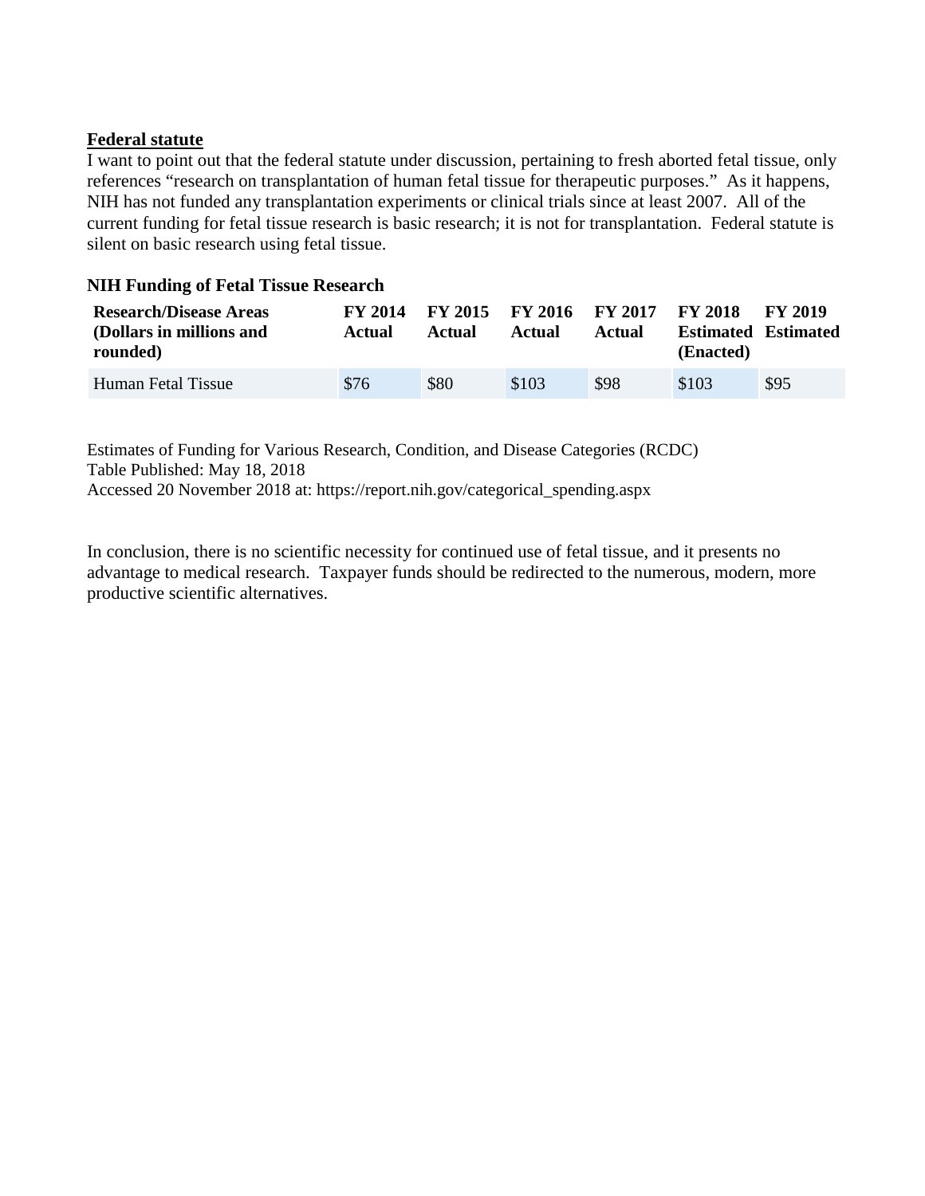**Federal statute**

I want to point out that the federal statute under discussion, pertaining to fresh aborted fetal tissue, only references "research on transplantation of human fetal tissue for therapeutic purposes." As it happens, NIH has not funded any transplantation experiments or clinical trials since at least 2007. All of the current funding for fetal tissue research is basic research; it is not for transplantation. Federal statute is silent on basic research using fetal tissue.

**NIH Funding of Fetal Tissue Research**

| Research/Disease Areas (Dollars in millions and rounded) | FY 2014 Actual | FY 2015 Actual | FY 2016 Actual | FY 2017 Actual | FY 2018 Estimated (Enacted) | FY 2019 Estimated |
|---|---|---|---|---|---|---|
| Human Fetal Tissue | $76 | $80 | $103 | $98 | $103 | $95 |

Estimates of Funding for Various Research, Condition, and Disease Categories (RCDC)
Table Published: May 18, 2018
Accessed 20 November 2018 at: https://report.nih.gov/categorical_spending.aspx

In conclusion, there is no scientific necessity for continued use of fetal tissue, and it presents no advantage to medical research. Taxpayer funds should be redirected to the numerous, modern, more productive scientific alternatives.